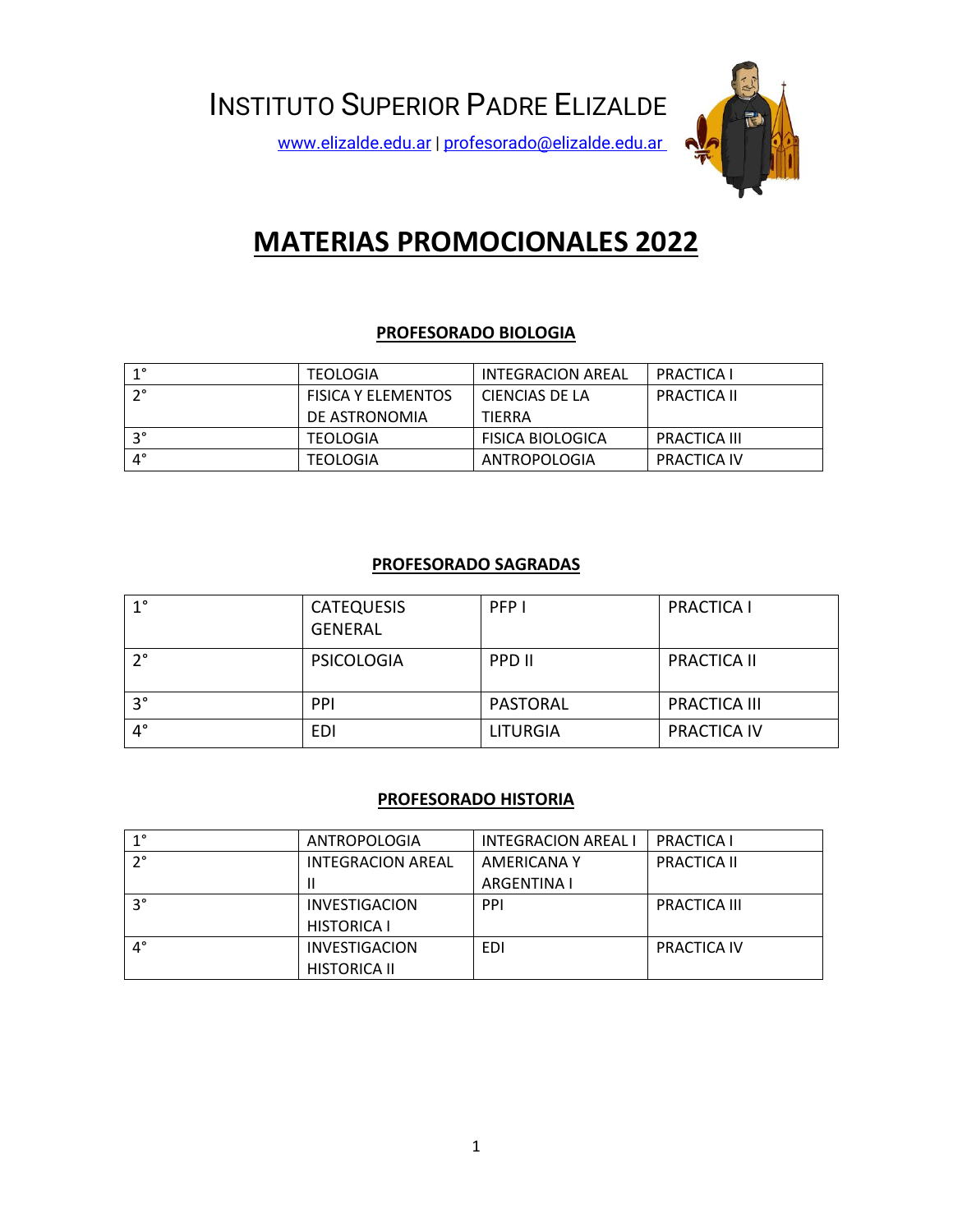INSTITUTO SUPERIOR PADRE ELIZALDE

www.elizalde.edu.ar | profesorado@elizalde.edu.ar

# MATERIAS PROMOCIONALES 2022

## PROFESORADO BIOLOGIA

| | | | |
|---|---|---|---|
| 1° | TEOLOGIA | INTEGRACION AREAL | PRACTICA I |
| 2° | FISICA Y ELEMENTOS DE ASTRONOMIA | CIENCIAS DE LA TIERRA | PRACTICA II |
| 3° | TEOLOGIA | FISICA BIOLOGICA | PRACTICA III |
| 4° | TEOLOGIA | ANTROPOLOGIA | PRACTICA IV |

## PROFESORADO SAGRADAS

| | | | |
|---|---|---|---|
| 1° | CATEQUESIS GENERAL | PFP I | PRACTICA I |
| 2° | PSICOLOGIA | PPD II | PRACTICA II |
| 3° | PPI | PASTORAL | PRACTICA III |
| 4° | EDI | LITURGIA | PRACTICA IV |

## PROFESORADO HISTORIA

| | | | |
|---|---|---|---|
| 1° | ANTROPOLOGIA | INTEGRACION AREAL I | PRACTICA I |
| 2° | INTEGRACION AREAL II | AMERICANA Y ARGENTINA I | PRACTICA II |
| 3° | INVESTIGACION HISTORICA I | PPI | PRACTICA III |
| 4° | INVESTIGACION HISTORICA II | EDI | PRACTICA IV |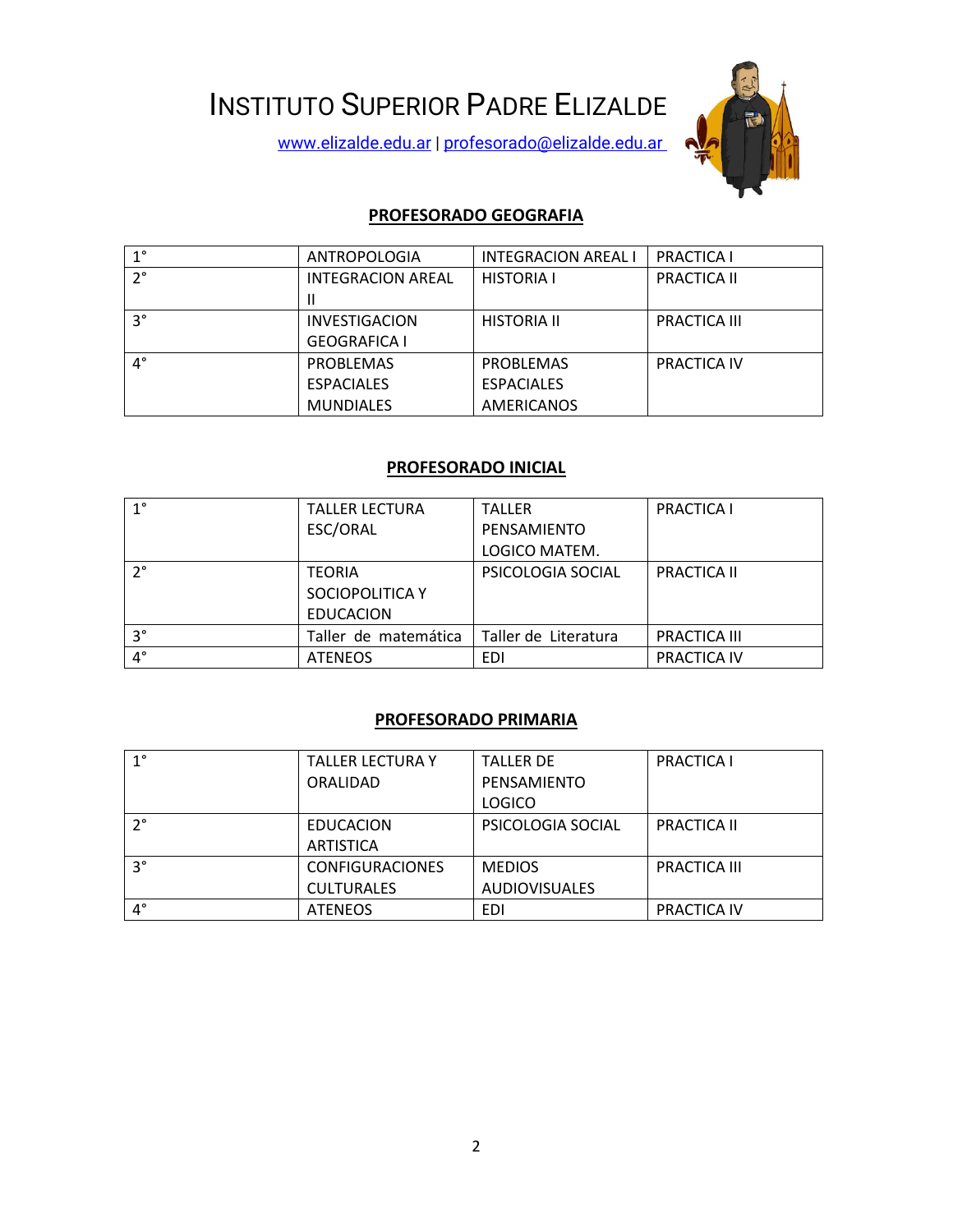# INSTITUTO SUPERIOR PADRE ELIZALDE

www.elizalde.edu.ar | profesorado@elizalde.edu.ar

## PROFESORADO GEOGRAFIA

| | | | |
|---|---|---|---|
| 1° | ANTROPOLOGIA | INTEGRACION AREAL I | PRACTICA I |
| 2° | INTEGRACION AREAL II | HISTORIA I | PRACTICA II |
| 3° | INVESTIGACION GEOGRAFICA I | HISTORIA II | PRACTICA III |
| 4° | PROBLEMAS ESPACIALES MUNDIALES | PROBLEMAS ESPACIALES AMERICANOS | PRACTICA IV |

## PROFESORADO INICIAL

| | | | |
|---|---|---|---|
| 1° | TALLER LECTURA ESC/ORAL | TALLER PENSAMIENTO LOGICO MATEM. | PRACTICA I |
| 2° | TEORIA SOCIOPOLITICA Y EDUCACION | PSICOLOGIA SOCIAL | PRACTICA II |
| 3° | Taller de matemática | Taller de Literatura | PRACTICA III |
| 4° | ATENEOS | EDI | PRACTICA IV |

## PROFESORADO PRIMARIA

| | | | |
|---|---|---|---|
| 1° | TALLER LECTURA Y ORALIDAD | TALLER DE PENSAMIENTO LOGICO | PRACTICA I |
| 2° | EDUCACION ARTISTICA | PSICOLOGIA SOCIAL | PRACTICA II |
| 3° | CONFIGURACIONES CULTURALES | MEDIOS AUDIOVISUALES | PRACTICA III |
| 4° | ATENEOS | EDI | PRACTICA IV |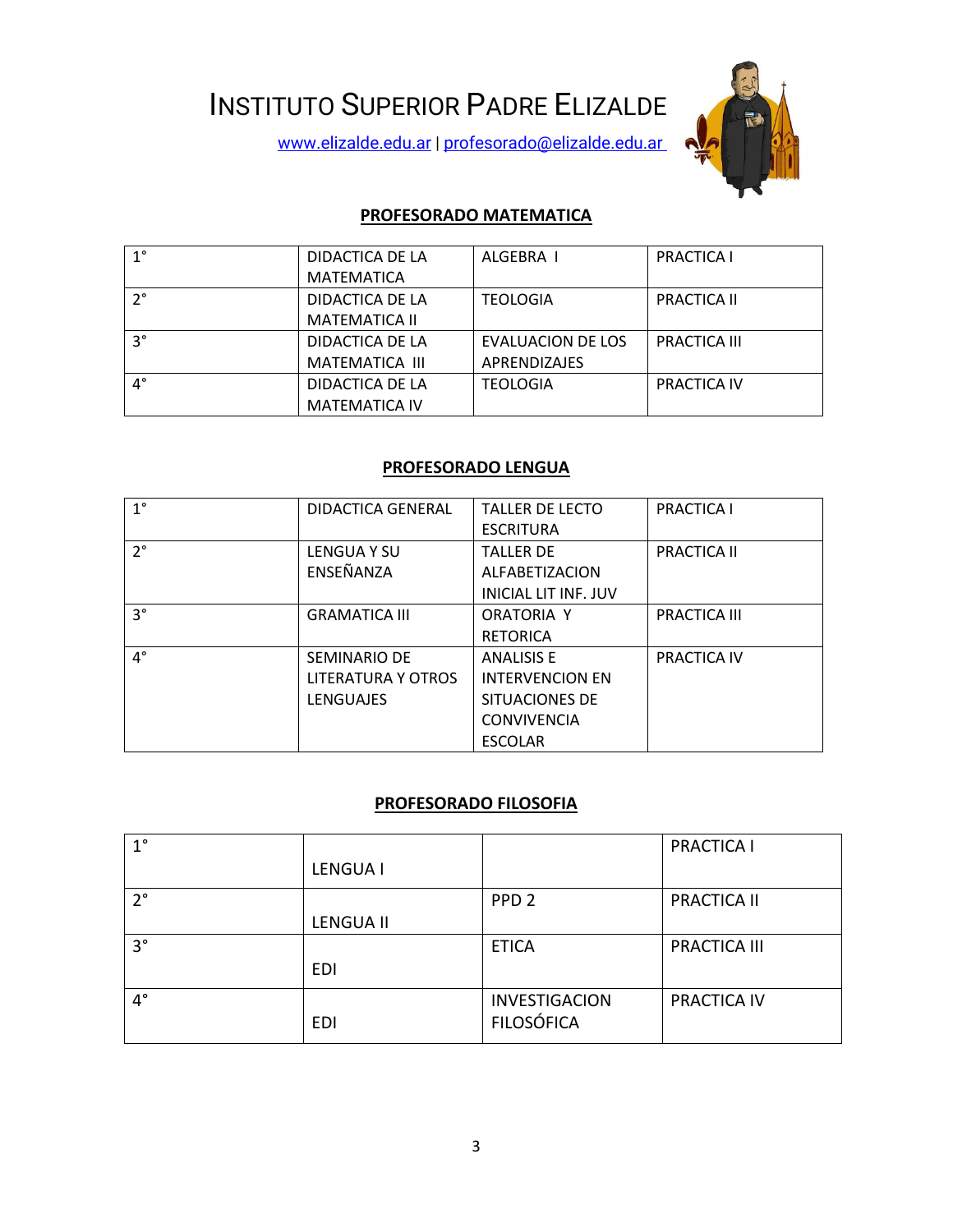# INSTITUTO SUPERIOR PADRE ELIZALDE

www.elizalde.edu.ar | profesorado@elizalde.edu.ar

## PROFESORADO MATEMATICA

| | | | |
|---|---|---|---|
| 1° | DIDACTICA DE LA MATEMATICA | ALGEBRA I | PRACTICA I |
| 2° | DIDACTICA DE LA MATEMATICA II | TEOLOGIA | PRACTICA II |
| 3° | DIDACTICA DE LA MATEMATICA III | EVALUACION DE LOS APRENDIZAJES | PRACTICA III |
| 4° | DIDACTICA DE LA MATEMATICA IV | TEOLOGIA | PRACTICA IV |

## PROFESORADO LENGUA

| | | | |
|---|---|---|---|
| 1° | DIDACTICA GENERAL | TALLER DE LECTO ESCRITURA | PRACTICA I |
| 2° | LENGUA Y SU ENSEÑANZA | TALLER DE ALFABETIZACION INICIAL LIT INF. JUV | PRACTICA II |
| 3° | GRAMATICA III | ORATORIA Y RETORICA | PRACTICA III |
| 4° | SEMINARIO DE LITERATURA Y OTROS LENGUAJES | ANALISIS E INTERVENCION EN SITUACIONES DE CONVIVENCIA ESCOLAR | PRACTICA IV |

## PROFESORADO FILOSOFIA

| | | | |
|---|---|---|---|
| 1° | LENGUA I | | PRACTICA I |
| 2° | LENGUA II | PPD 2 | PRACTICA II |
| 3° | EDI | ETICA | PRACTICA III |
| 4° | EDI | INVESTIGACION FILOSÓFICA | PRACTICA IV |